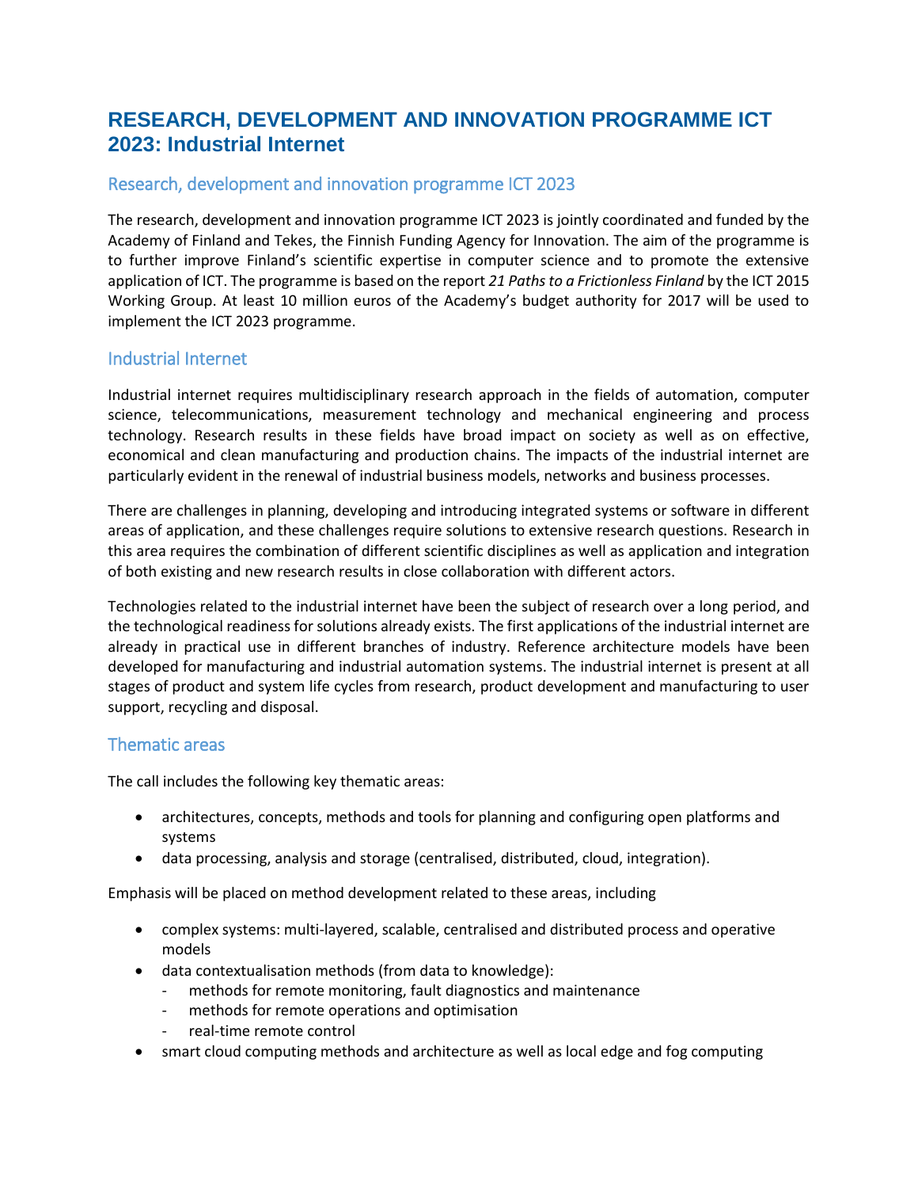# RESEARCH, DEVELOPMENT AND INNOVATION PROGRAMME ICT 2023: Industrial Internet

## Research, development and innovation programme ICT 2023

The research, development and innovation programme ICT 2023 is jointly coordinated and funded by the Academy of Finland and Tekes, the Finnish Funding Agency for Innovation. The aim of the programme is to further improve Finland's scientific expertise in computer science and to promote the extensive application of ICT. The programme is based on the report *21 Paths to a Frictionless Finland* by the ICT 2015 Working Group. At least 10 million euros of the Academy's budget authority for 2017 will be used to implement the ICT 2023 programme.

## Industrial Internet

Industrial internet requires multidisciplinary research approach in the fields of automation, computer science, telecommunications, measurement technology and mechanical engineering and process technology. Research results in these fields have broad impact on society as well as on effective, economical and clean manufacturing and production chains. The impacts of the industrial internet are particularly evident in the renewal of industrial business models, networks and business processes.

There are challenges in planning, developing and introducing integrated systems or software in different areas of application, and these challenges require solutions to extensive research questions. Research in this area requires the combination of different scientific disciplines as well as application and integration of both existing and new research results in close collaboration with different actors.

Technologies related to the industrial internet have been the subject of research over a long period, and the technological readiness for solutions already exists. The first applications of the industrial internet are already in practical use in different branches of industry. Reference architecture models have been developed for manufacturing and industrial automation systems. The industrial internet is present at all stages of product and system life cycles from research, product development and manufacturing to user support, recycling and disposal.

## Thematic areas

The call includes the following key thematic areas:

- architectures, concepts, methods and tools for planning and configuring open platforms and systems
- data processing, analysis and storage (centralised, distributed, cloud, integration).

Emphasis will be placed on method development related to these areas, including

- complex systems: multi-layered, scalable, centralised and distributed process and operative models
- data contextualisation methods (from data to knowledge):
  - methods for remote monitoring, fault diagnostics and maintenance
  - methods for remote operations and optimisation
  - real-time remote control
- smart cloud computing methods and architecture as well as local edge and fog computing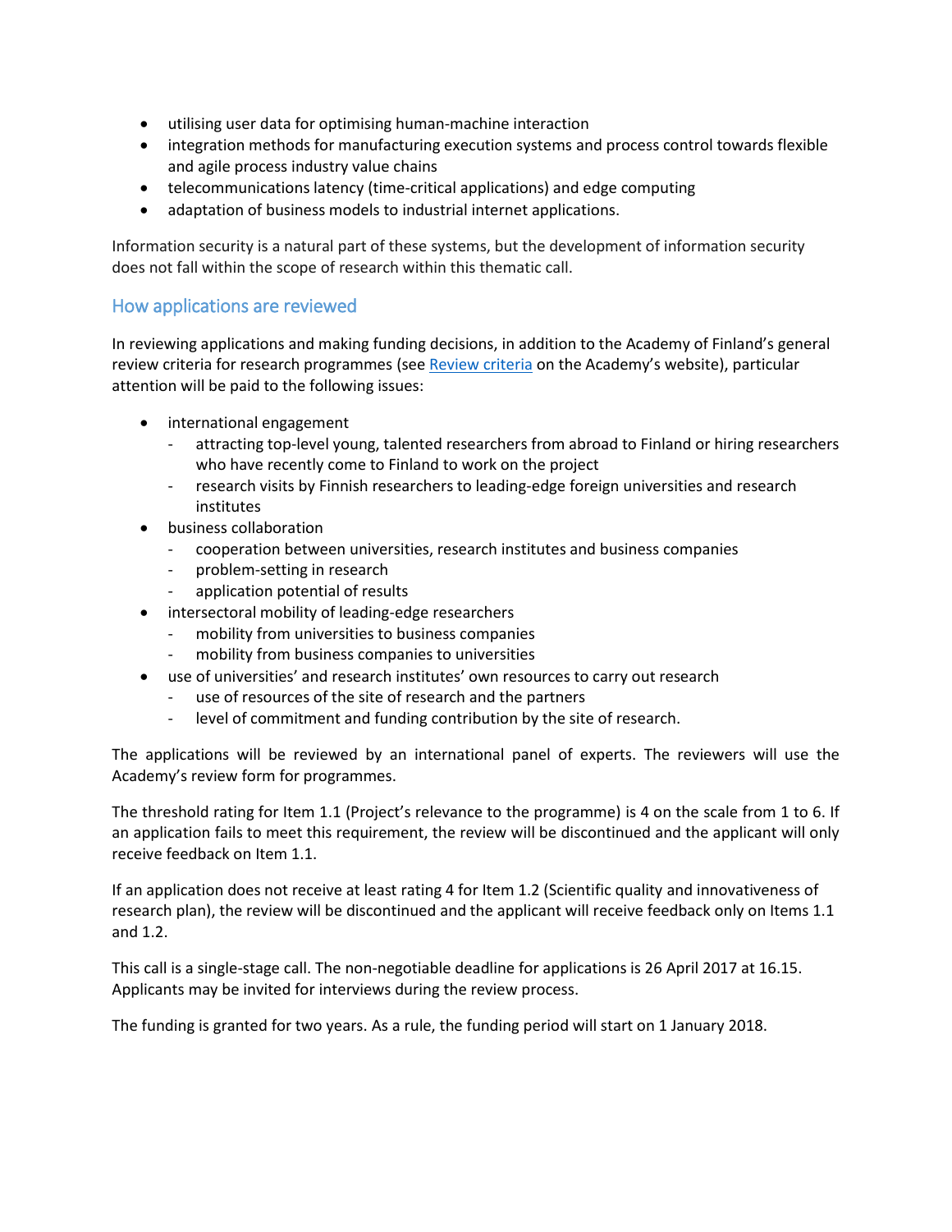- utilising user data for optimising human-machine interaction
- integration methods for manufacturing execution systems and process control towards flexible and agile process industry value chains
- telecommunications latency (time-critical applications) and edge computing
- adaptation of business models to industrial internet applications.

Information security is a natural part of these systems, but the development of information security does not fall within the scope of research within this thematic call.

## How applications are reviewed

In reviewing applications and making funding decisions, in addition to the Academy of Finland's general review criteria for research programmes (see [Review criteria]() on the Academy's website), particular attention will be paid to the following issues:

- international engagement
  - attracting top-level young, talented researchers from abroad to Finland or hiring researchers who have recently come to Finland to work on the project
  - research visits by Finnish researchers to leading-edge foreign universities and research institutes
- business collaboration
  - cooperation between universities, research institutes and business companies
  - problem-setting in research
  - application potential of results
- intersectoral mobility of leading-edge researchers
  - mobility from universities to business companies
  - mobility from business companies to universities
- use of universities' and research institutes' own resources to carry out research
  - use of resources of the site of research and the partners
  - level of commitment and funding contribution by the site of research.

The applications will be reviewed by an international panel of experts. The reviewers will use the Academy's review form for programmes.

The threshold rating for Item 1.1 (Project's relevance to the programme) is 4 on the scale from 1 to 6. If an application fails to meet this requirement, the review will be discontinued and the applicant will only receive feedback on Item 1.1.

If an application does not receive at least rating 4 for Item 1.2 (Scientific quality and innovativeness of research plan), the review will be discontinued and the applicant will receive feedback only on Items 1.1 and 1.2.

This call is a single-stage call. The non-negotiable deadline for applications is 26 April 2017 at 16.15. Applicants may be invited for interviews during the review process.

The funding is granted for two years. As a rule, the funding period will start on 1 January 2018.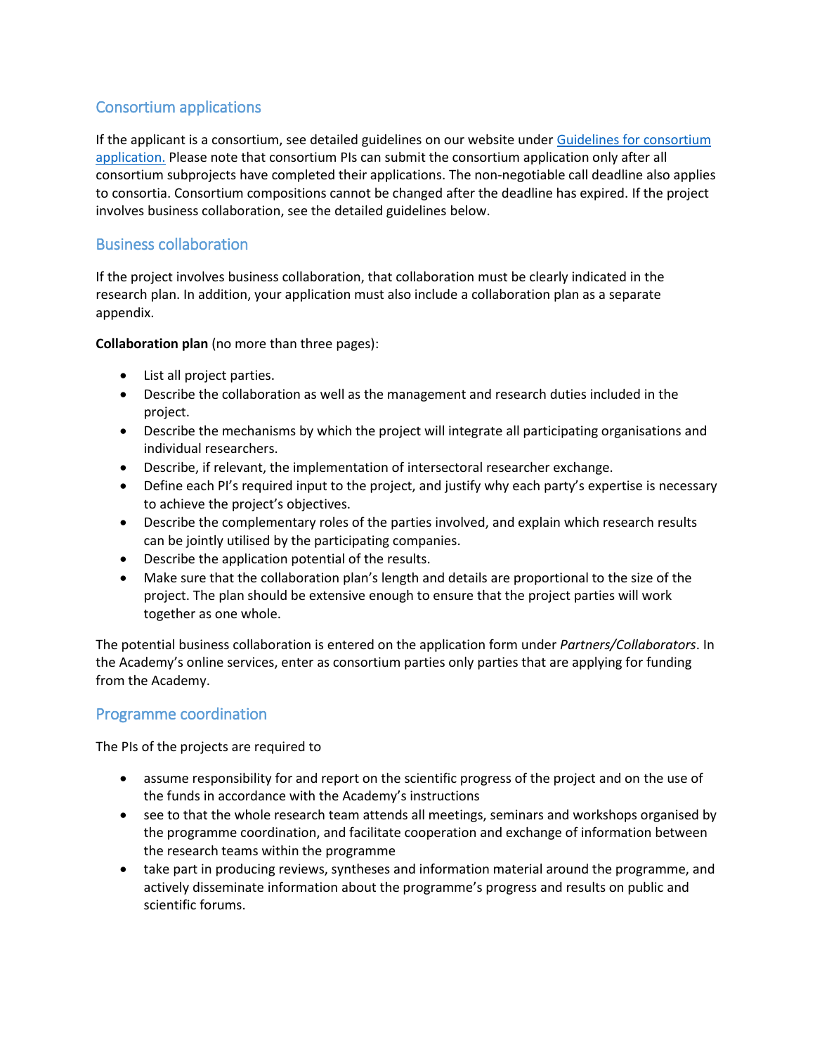## Consortium applications

If the applicant is a consortium, see detailed guidelines on our website under [Guidelines for consortium application.](#) Please note that consortium PIs can submit the consortium application only after all consortium subprojects have completed their applications. The non-negotiable call deadline also applies to consortia. Consortium compositions cannot be changed after the deadline has expired. If the project involves business collaboration, see the detailed guidelines below.

## Business collaboration

If the project involves business collaboration, that collaboration must be clearly indicated in the research plan. In addition, your application must also include a collaboration plan as a separate appendix.

**Collaboration plan** (no more than three pages):

- List all project parties.
- Describe the collaboration as well as the management and research duties included in the project.
- Describe the mechanisms by which the project will integrate all participating organisations and individual researchers.
- Describe, if relevant, the implementation of intersectoral researcher exchange.
- Define each PI's required input to the project, and justify why each party's expertise is necessary to achieve the project's objectives.
- Describe the complementary roles of the parties involved, and explain which research results can be jointly utilised by the participating companies.
- Describe the application potential of the results.
- Make sure that the collaboration plan's length and details are proportional to the size of the project. The plan should be extensive enough to ensure that the project parties will work together as one whole.

The potential business collaboration is entered on the application form under *Partners/Collaborators*. In the Academy's online services, enter as consortium parties only parties that are applying for funding from the Academy.

## Programme coordination

The PIs of the projects are required to

- assume responsibility for and report on the scientific progress of the project and on the use of the funds in accordance with the Academy's instructions
- see to that the whole research team attends all meetings, seminars and workshops organised by the programme coordination, and facilitate cooperation and exchange of information between the research teams within the programme
- take part in producing reviews, syntheses and information material around the programme, and actively disseminate information about the programme's progress and results on public and scientific forums.